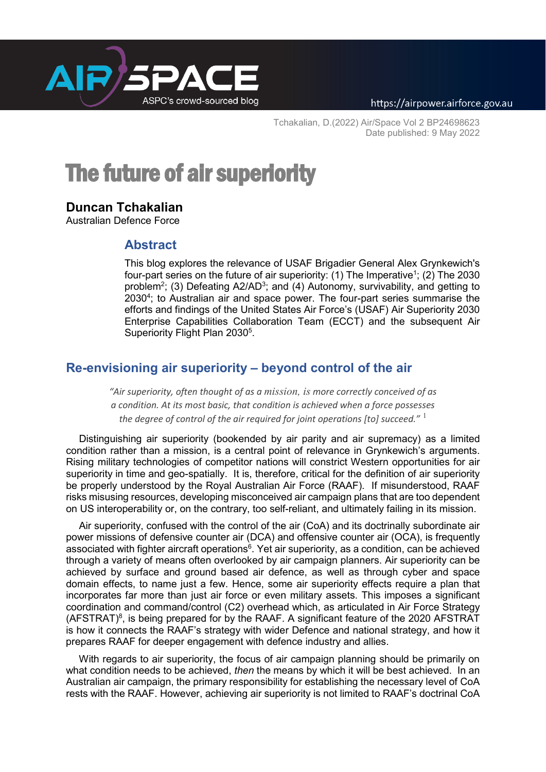Tchakalian, D.(2022) Air/Space Vol 2 BP24698623
Date published: 9 May 2022

# The future of air superiority

**Duncan Tchakalian**
Australian Defence Force

## Abstract

This blog explores the relevance of USAF Brigadier General Alex Grynkewich's four-part series on the future of air superiority: (1) The Imperative[1]; (2) The 2030 problem[2]; (3) Defeating A2/AD[3]; and (4) Autonomy, survivability, and getting to 2030[4]; to Australian air and space power. The four-part series summarise the efforts and findings of the United States Air Force's (USAF) Air Superiority 2030 Enterprise Capabilities Collaboration Team (ECCT) and the subsequent Air Superiority Flight Plan 2030[5].

## Re-envisioning air superiority – beyond control of the air

> *"Air superiority, often thought of as a mission, is more correctly conceived of as a condition. At its most basic, that condition is achieved when a force possesses the degree of control of the air required for joint operations [to] succeed."* [1]

Distinguishing air superiority (bookended by air parity and air supremacy) as a limited condition rather than a mission, is a central point of relevance in Grynkewich's arguments. Rising military technologies of competitor nations will constrict Western opportunities for air superiority in time and geo-spatially. It is, therefore, critical for the definition of air superiority be properly understood by the Royal Australian Air Force (RAAF). If misunderstood, RAAF risks misusing resources, developing misconceived air campaign plans that are too dependent on US interoperability or, on the contrary, too self-reliant, and ultimately failing in its mission.

Air superiority, confused with the control of the air (CoA) and its doctrinally subordinate air power missions of defensive counter air (DCA) and offensive counter air (OCA), is frequently associated with fighter aircraft operations[6]. Yet air superiority, as a condition, can be achieved through a variety of means often overlooked by air campaign planners. Air superiority can be achieved by surface and ground based air defence, as well as through cyber and space domain effects, to name just a few. Hence, some air superiority effects require a plan that incorporates far more than just air force or even military assets. This imposes a significant coordination and command/control (C2) overhead which, as articulated in Air Force Strategy (AFSTRAT)[8], is being prepared for by the RAAF. A significant feature of the 2020 AFSTRAT is how it connects the RAAF's strategy with wider Defence and national strategy, and how it prepares RAAF for deeper engagement with defence industry and allies.

With regards to air superiority, the focus of air campaign planning should be primarily on what condition needs to be achieved, *then* the means by which it will be best achieved. In an Australian air campaign, the primary responsibility for establishing the necessary level of CoA rests with the RAAF. However, achieving air superiority is not limited to RAAF's doctrinal CoA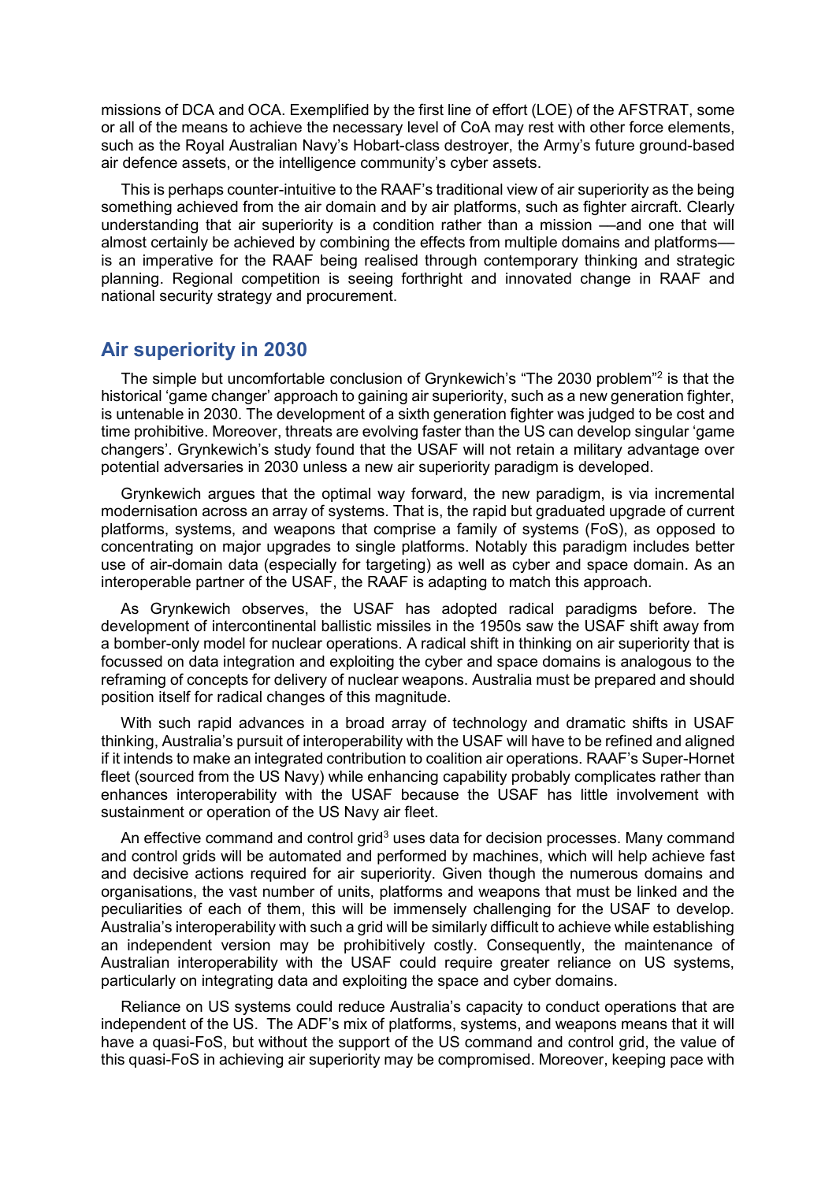missions of DCA and OCA. Exemplified by the first line of effort (LOE) of the AFSTRAT, some or all of the means to achieve the necessary level of CoA may rest with other force elements, such as the Royal Australian Navy's Hobart-class destroyer, the Army's future ground-based air defence assets, or the intelligence community's cyber assets.

This is perhaps counter-intuitive to the RAAF's traditional view of air superiority as the being something achieved from the air domain and by air platforms, such as fighter aircraft. Clearly understanding that air superiority is a condition rather than a mission —and one that will almost certainly be achieved by combining the effects from multiple domains and platforms— is an imperative for the RAAF being realised through contemporary thinking and strategic planning. Regional competition is seeing forthright and innovated change in RAAF and national security strategy and procurement.

## Air superiority in 2030

The simple but uncomfortable conclusion of Grynkewich's "The 2030 problem"[2] is that the historical 'game changer' approach to gaining air superiority, such as a new generation fighter, is untenable in 2030. The development of a sixth generation fighter was judged to be cost and time prohibitive. Moreover, threats are evolving faster than the US can develop singular 'game changers'. Grynkewich's study found that the USAF will not retain a military advantage over potential adversaries in 2030 unless a new air superiority paradigm is developed.

Grynkewich argues that the optimal way forward, the new paradigm, is via incremental modernisation across an array of systems. That is, the rapid but graduated upgrade of current platforms, systems, and weapons that comprise a family of systems (FoS), as opposed to concentrating on major upgrades to single platforms. Notably this paradigm includes better use of air-domain data (especially for targeting) as well as cyber and space domain. As an interoperable partner of the USAF, the RAAF is adapting to match this approach.

As Grynkewich observes, the USAF has adopted radical paradigms before. The development of intercontinental ballistic missiles in the 1950s saw the USAF shift away from a bomber-only model for nuclear operations. A radical shift in thinking on air superiority that is focussed on data integration and exploiting the cyber and space domains is analogous to the reframing of concepts for delivery of nuclear weapons. Australia must be prepared and should position itself for radical changes of this magnitude.

With such rapid advances in a broad array of technology and dramatic shifts in USAF thinking, Australia's pursuit of interoperability with the USAF will have to be refined and aligned if it intends to make an integrated contribution to coalition air operations. RAAF's Super-Hornet fleet (sourced from the US Navy) while enhancing capability probably complicates rather than enhances interoperability with the USAF because the USAF has little involvement with sustainment or operation of the US Navy air fleet.

An effective command and control grid[3] uses data for decision processes. Many command and control grids will be automated and performed by machines, which will help achieve fast and decisive actions required for air superiority. Given though the numerous domains and organisations, the vast number of units, platforms and weapons that must be linked and the peculiarities of each of them, this will be immensely challenging for the USAF to develop. Australia's interoperability with such a grid will be similarly difficult to achieve while establishing an independent version may be prohibitively costly. Consequently, the maintenance of Australian interoperability with the USAF could require greater reliance on US systems, particularly on integrating data and exploiting the space and cyber domains.

Reliance on US systems could reduce Australia's capacity to conduct operations that are independent of the US. The ADF's mix of platforms, systems, and weapons means that it will have a quasi-FoS, but without the support of the US command and control grid, the value of this quasi-FoS in achieving air superiority may be compromised. Moreover, keeping pace with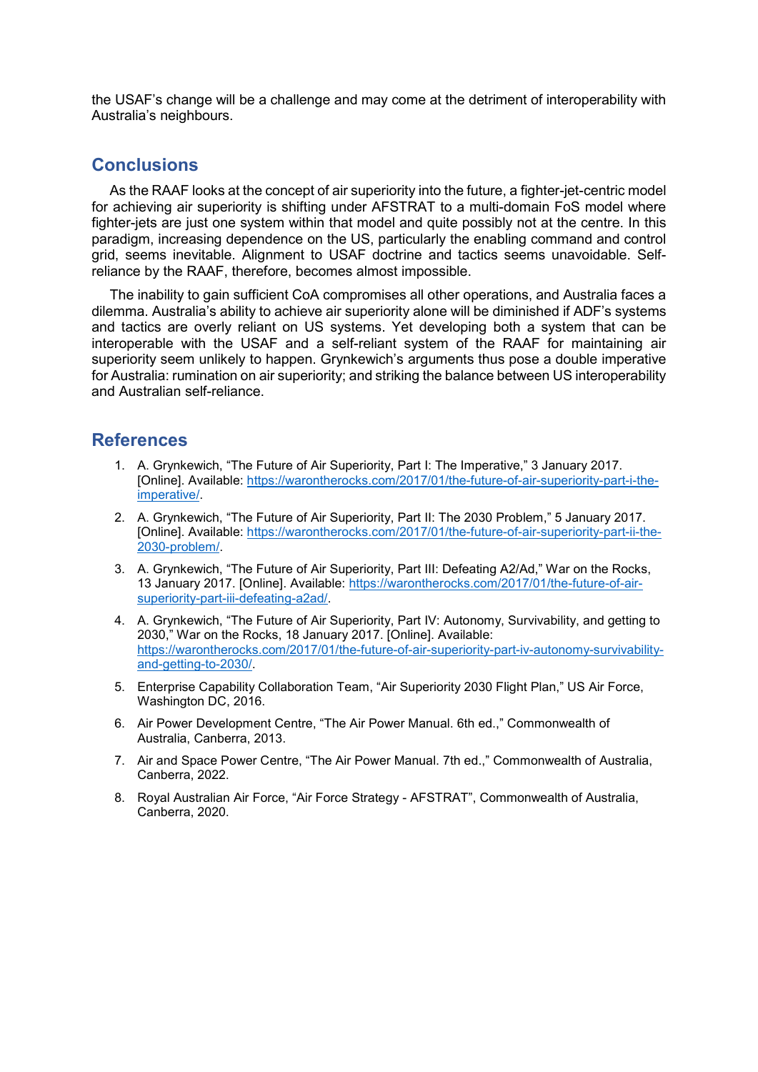the USAF's change will be a challenge and may come at the detriment of interoperability with Australia's neighbours.

## Conclusions

As the RAAF looks at the concept of air superiority into the future, a fighter-jet-centric model for achieving air superiority is shifting under AFSTRAT to a multi-domain FoS model where fighter-jets are just one system within that model and quite possibly not at the centre. In this paradigm, increasing dependence on the US, particularly the enabling command and control grid, seems inevitable. Alignment to USAF doctrine and tactics seems unavoidable. Self-reliance by the RAAF, therefore, becomes almost impossible.

The inability to gain sufficient CoA compromises all other operations, and Australia faces a dilemma. Australia's ability to achieve air superiority alone will be diminished if ADF's systems and tactics are overly reliant on US systems. Yet developing both a system that can be interoperable with the USAF and a self-reliant system of the RAAF for maintaining air superiority seem unlikely to happen. Grynkewich's arguments thus pose a double imperative for Australia: rumination on air superiority; and striking the balance between US interoperability and Australian self-reliance.

## References

1. A. Grynkewich, "The Future of Air Superiority, Part I: The Imperative," 3 January 2017. [Online]. Available: https://warontherocks.com/2017/01/the-future-of-air-superiority-part-i-the-imperative/.
2. A. Grynkewich, "The Future of Air Superiority, Part II: The 2030 Problem," 5 January 2017. [Online]. Available: https://warontherocks.com/2017/01/the-future-of-air-superiority-part-ii-the-2030-problem/.
3. A. Grynkewich, "The Future of Air Superiority, Part III: Defeating A2/Ad," War on the Rocks, 13 January 2017. [Online]. Available: https://warontherocks.com/2017/01/the-future-of-air-superiority-part-iii-defeating-a2ad/.
4. A. Grynkewich, "The Future of Air Superiority, Part IV: Autonomy, Survivability, and getting to 2030," War on the Rocks, 18 January 2017. [Online]. Available: https://warontherocks.com/2017/01/the-future-of-air-superiority-part-iv-autonomy-survivability-and-getting-to-2030/.
5. Enterprise Capability Collaboration Team, "Air Superiority 2030 Flight Plan," US Air Force, Washington DC, 2016.
6. Air Power Development Centre, "The Air Power Manual. 6th ed.," Commonwealth of Australia, Canberra, 2013.
7. Air and Space Power Centre, "The Air Power Manual. 7th ed.," Commonwealth of Australia, Canberra, 2022.
8. Royal Australian Air Force, "Air Force Strategy - AFSTRAT", Commonwealth of Australia, Canberra, 2020.